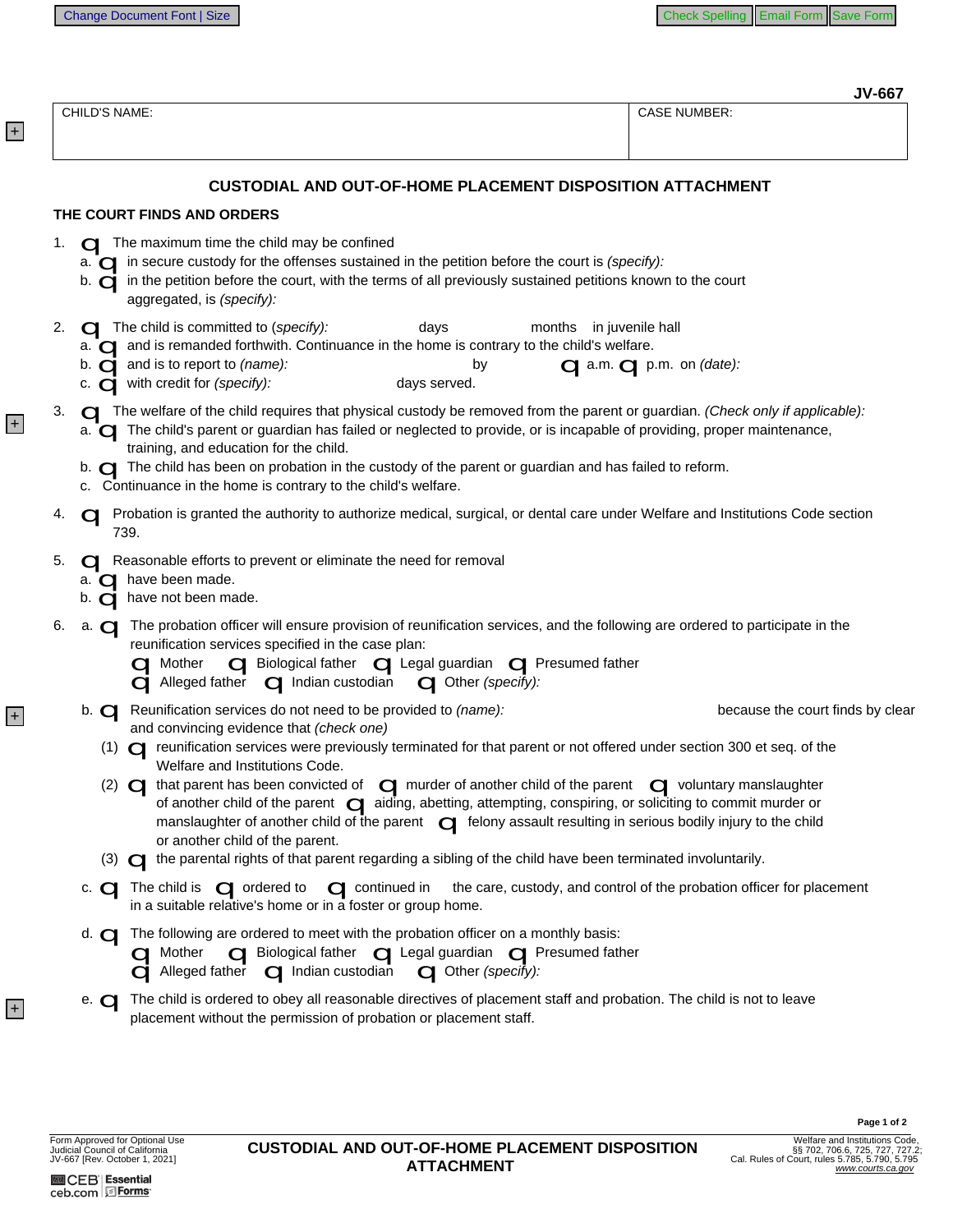JV-667

| CHILD'S NAME: | CASE NUMBER: |
| --- | --- |
| | |

## CUSTODIAL AND OUT-OF-HOME PLACEMENT DISPOSITION ATTACHMENT

**THE COURT FINDS AND ORDERS**

1. ☐ The maximum time the child may be confined
   a. ☐ in secure custody for the offenses sustained in the petition before the court is *(specify):*
   b. ☐ in the petition before the court, with the terms of all previously sustained petitions known to the court aggregated, is *(specify):*

2. ☐ The child is committed to (*specify):* days months in juvenile hall
   a. ☐ and is remanded forthwith. Continuance in the home is contrary to the child's welfare.
   b. ☐ and is to report to *(name):* by ☐ a.m. ☐ p.m. on *(date):*
   c. ☐ with credit for *(specify):* days served.

3. ☐ The welfare of the child requires that physical custody be removed from the parent or guardian. *(Check only if applicable):*
   a. ☐ The child's parent or guardian has failed or neglected to provide, or is incapable of providing, proper maintenance, training, and education for the child.
   b. ☐ The child has been on probation in the custody of the parent or guardian and has failed to reform.
   c. Continuance in the home is contrary to the child's welfare.

4. ☐ Probation is granted the authority to authorize medical, surgical, or dental care under Welfare and Institutions Code section 739.

5. ☐ Reasonable efforts to prevent or eliminate the need for removal
   a. ☐ have been made.
   b. ☐ have not been made.

6. a. ☐ The probation officer will ensure provision of reunification services, and the following are ordered to participate in the reunification services specified in the case plan:
   ☐ Mother ☐ Biological father ☐ Legal guardian ☐ Presumed father
   ☐ Alleged father ☐ Indian custodian ☐ Other *(specify):*

   b. ☐ Reunification services do not need to be provided to *(name):* because the court finds by clear and convincing evidence that *(check one)*
   (1) ☐ reunification services were previously terminated for that parent or not offered under section 300 et seq. of the Welfare and Institutions Code.
   (2) ☐ that parent has been convicted of ☐ murder of another child of the parent ☐ voluntary manslaughter of another child of the parent ☐ aiding, abetting, attempting, conspiring, or soliciting to commit murder or manslaughter of another child of the parent ☐ felony assault resulting in serious bodily injury to the child or another child of the parent.
   (3) ☐ the parental rights of that parent regarding a sibling of the child have been terminated involuntarily.

   c. ☐ The child is ☐ ordered to ☐ continued in the care, custody, and control of the probation officer for placement in a suitable relative's home or in a foster or group home.

   d. ☐ The following are ordered to meet with the probation officer on a monthly basis:
   ☐ Mother ☐ Biological father ☐ Legal guardian ☐ Presumed father
   ☐ Alleged father ☐ Indian custodian ☐ Other *(specify):*

   e. ☐ The child is ordered to obey all reasonable directives of placement staff and probation. The child is not to leave placement without the permission of probation or placement staff.

Form Approved for Optional Use
Judicial Council of California
JV-667 [Rev. October 1, 2021]

**CUSTODIAL AND OUT-OF-HOME PLACEMENT DISPOSITION ATTACHMENT**

Welfare and Institutions Code, §§ 702, 706.6, 725, 727, 727.2;
Cal. Rules of Court, rules 5.785, 5.790, 5.795
www.courts.ca.gov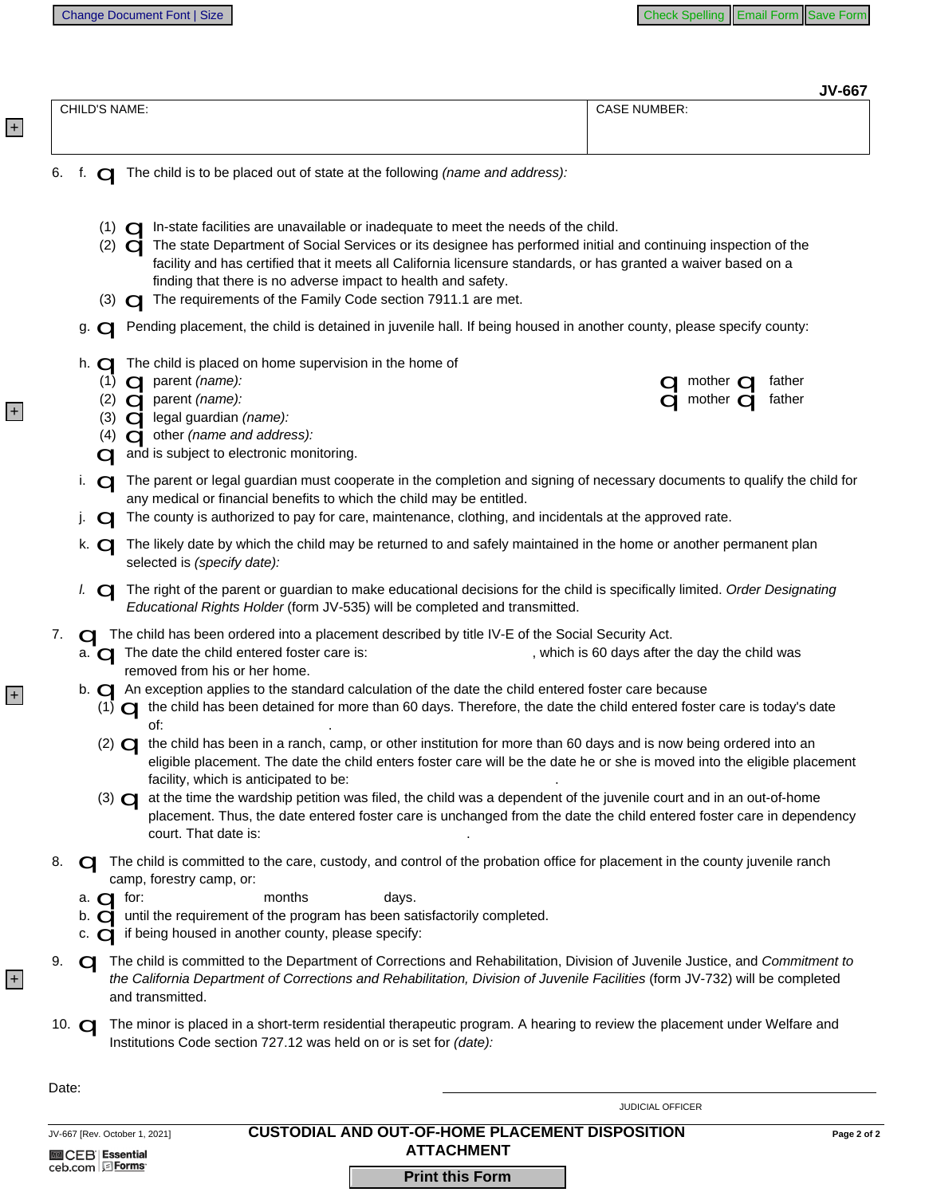JV-667

| CHILD'S NAME: | CASE NUMBER: |
|---|---|
| | |

6. f. ☐ The child is to be placed out of state at the following *(name and address):*

   (1) ☐ In-state facilities are unavailable or inadequate to meet the needs of the child.
   (2) ☐ The state Department of Social Services or its designee has performed initial and continuing inspection of the facility and has certified that it meets all California licensure standards, or has granted a waiver based on a finding that there is no adverse impact to health and safety.
   (3) ☐ The requirements of the Family Code section 7911.1 are met.

   g. ☐ Pending placement, the child is detained in juvenile hall. If being housed in another county, please specify county:

   h. ☐ The child is placed on home supervision in the home of
   (1) ☐ parent *(name):* ☐ mother ☐ father
   (2) ☐ parent *(name):* ☐ mother ☐ father
   (3) ☐ legal guardian *(name):*
   (4) ☐ other *(name and address):*
   ☐ and is subject to electronic monitoring.

   i. ☐ The parent or legal guardian must cooperate in the completion and signing of necessary documents to qualify the child for any medical or financial benefits to which the child may be entitled.

   j. ☐ The county is authorized to pay for care, maintenance, clothing, and incidentals at the approved rate.

   k. ☐ The likely date by which the child may be returned to and safely maintained in the home or another permanent plan selected is *(specify date):*

   *l.* ☐ The right of the parent or guardian to make educational decisions for the child is specifically limited. *Order Designating Educational Rights Holder* (form JV-535) will be completed and transmitted.

7. ☐ The child has been ordered into a placement described by title IV-E of the Social Security Act.
   a. ☐ The date the child entered foster care is: , which is 60 days after the day the child was removed from his or her home.
   b. ☐ An exception applies to the standard calculation of the date the child entered foster care because
   (1) ☐ the child has been detained for more than 60 days. Therefore, the date the child entered foster care is today's date of: .
   (2) ☐ the child has been in a ranch, camp, or other institution for more than 60 days and is now being ordered into an eligible placement. The date the child enters foster care will be the date he or she is moved into the eligible placement facility, which is anticipated to be: .
   (3) ☐ at the time the wardship petition was filed, the child was a dependent of the juvenile court and in an out-of-home placement. Thus, the date entered foster care is unchanged from the date the child entered foster care in dependency court. That date is: .

8. ☐ The child is committed to the care, custody, and control of the probation office for placement in the county juvenile ranch camp, forestry camp, or:
   a. ☐ for: months days.
   b. ☐ until the requirement of the program has been satisfactorily completed.
   c. ☐ if being housed in another county, please specify:

9. ☐ The child is committed to the Department of Corrections and Rehabilitation, Division of Juvenile Justice, and *Commitment to the California Department of Corrections and Rehabilitation, Division of Juvenile Facilities* (form JV-732) will be completed and transmitted.

10. ☐ The minor is placed in a short-term residential therapeutic program. A hearing to review the placement under Welfare and Institutions Code section 727.12 was held on or is set for *(date):*

Date:

JUDICIAL OFFICER

JV-667 [Rev. October 1, 2021]

**CUSTODIAL AND OUT-OF-HOME PLACEMENT DISPOSITION ATTACHMENT**